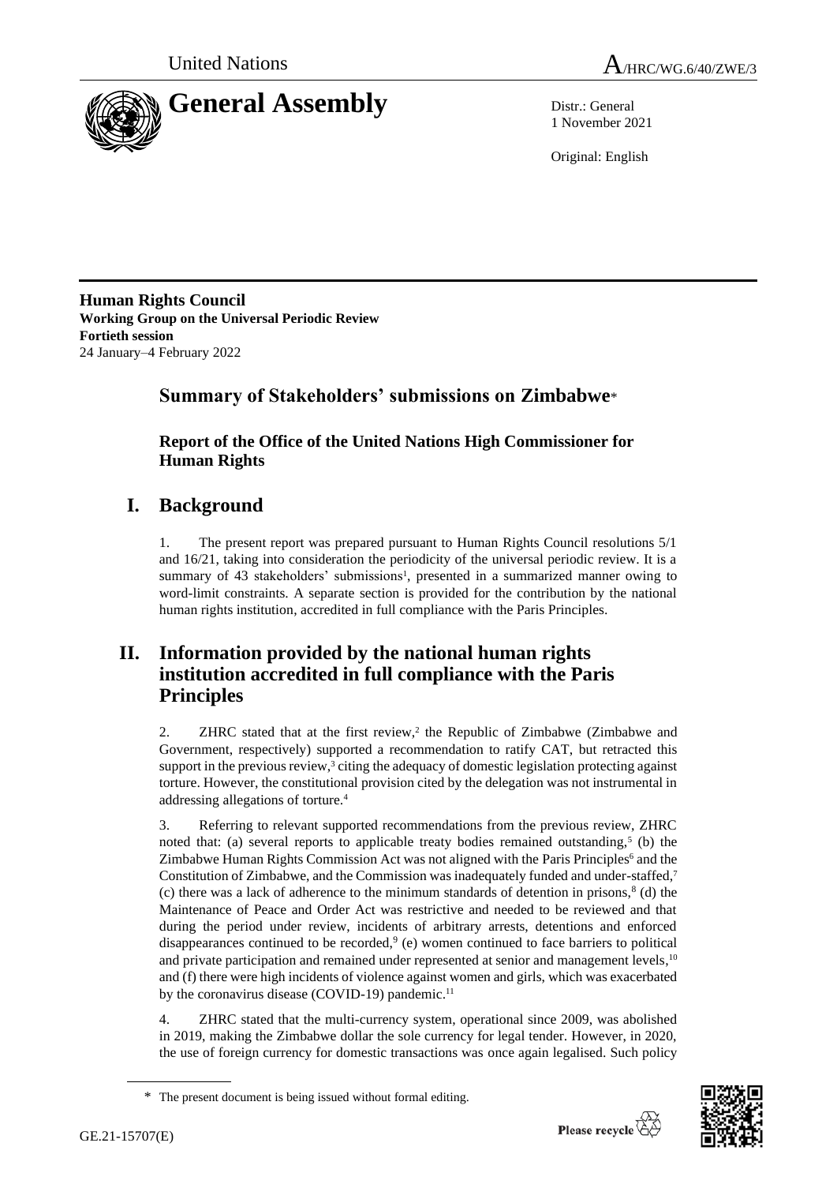United Nations A/HRC/WG.6/40/ZWE/3

# General Assembly

Distr.: General
1 November 2021

Original: English

**Human Rights Council**
**Working Group on the Universal Periodic Review**
**Fortieth session**
24 January–4 February 2022

## Summary of Stakeholders' submissions on Zimbabwe*

### Report of the Office of the United Nations High Commissioner for Human Rights

## I. Background

1. The present report was prepared pursuant to Human Rights Council resolutions 5/1 and 16/21, taking into consideration the periodicity of the universal periodic review. It is a summary of 43 stakeholders' submissions[1], presented in a summarized manner owing to word-limit constraints. A separate section is provided for the contribution by the national human rights institution, accredited in full compliance with the Paris Principles.

## II. Information provided by the national human rights institution accredited in full compliance with the Paris Principles

2. ZHRC stated that at the first review,[2] the Republic of Zimbabwe (Zimbabwe and Government, respectively) supported a recommendation to ratify CAT, but retracted this support in the previous review,[3] citing the adequacy of domestic legislation protecting against torture. However, the constitutional provision cited by the delegation was not instrumental in addressing allegations of torture.[4]

3. Referring to relevant supported recommendations from the previous review, ZHRC noted that: (a) several reports to applicable treaty bodies remained outstanding,[5] (b) the Zimbabwe Human Rights Commission Act was not aligned with the Paris Principles[6] and the Constitution of Zimbabwe, and the Commission was inadequately funded and under-staffed,[7] (c) there was a lack of adherence to the minimum standards of detention in prisons,[8] (d) the Maintenance of Peace and Order Act was restrictive and needed to be reviewed and that during the period under review, incidents of arbitrary arrests, detentions and enforced disappearances continued to be recorded,[9] (e) women continued to face barriers to political and private participation and remained under represented at senior and management levels,[10] and (f) there were high incidents of violence against women and girls, which was exacerbated by the coronavirus disease (COVID-19) pandemic.[11]

4. ZHRC stated that the multi-currency system, operational since 2009, was abolished in 2019, making the Zimbabwe dollar the sole currency for legal tender. However, in 2020, the use of foreign currency for domestic transactions was once again legalised. Such policy

---

\* The present document is being issued without formal editing.

GE.21-15707(E)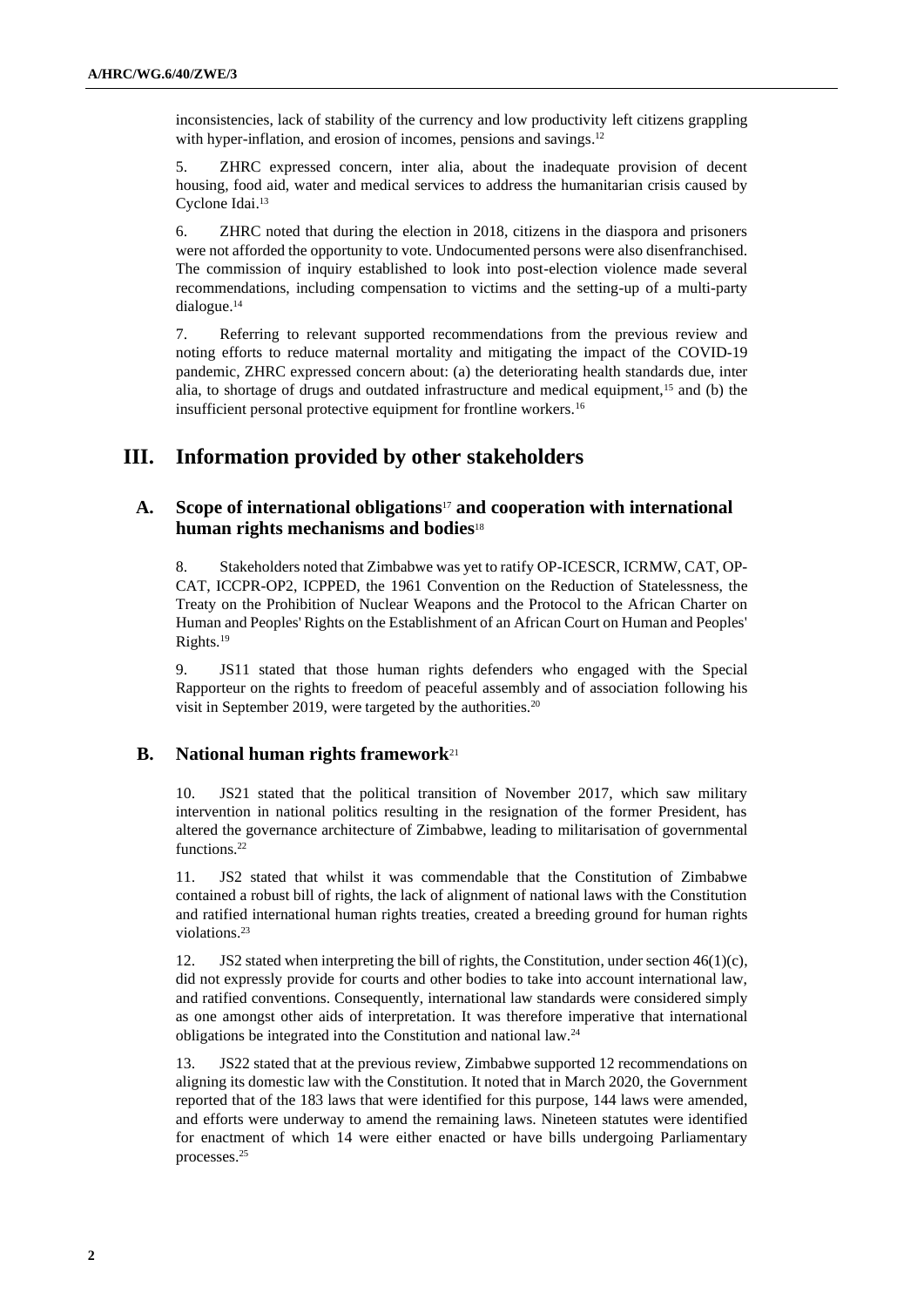inconsistencies, lack of stability of the currency and low productivity left citizens grappling with hyper-inflation, and erosion of incomes, pensions and savings.[12]

5. ZHRC expressed concern, inter alia, about the inadequate provision of decent housing, food aid, water and medical services to address the humanitarian crisis caused by Cyclone Idai.[13]

6. ZHRC noted that during the election in 2018, citizens in the diaspora and prisoners were not afforded the opportunity to vote. Undocumented persons were also disenfranchised. The commission of inquiry established to look into post-election violence made several recommendations, including compensation to victims and the setting-up of a multi-party dialogue.[14]

7. Referring to relevant supported recommendations from the previous review and noting efforts to reduce maternal mortality and mitigating the impact of the COVID-19 pandemic, ZHRC expressed concern about: (a) the deteriorating health standards due, inter alia, to shortage of drugs and outdated infrastructure and medical equipment,[15] and (b) the insufficient personal protective equipment for frontline workers.[16]

## III. Information provided by other stakeholders

### A. Scope of international obligations[17] and cooperation with international human rights mechanisms and bodies[18]

8. Stakeholders noted that Zimbabwe was yet to ratify OP-ICESCR, ICRMW, CAT, OP-CAT, ICCPR-OP2, ICPPED, the 1961 Convention on the Reduction of Statelessness, the Treaty on the Prohibition of Nuclear Weapons and the Protocol to the African Charter on Human and Peoples' Rights on the Establishment of an African Court on Human and Peoples' Rights.[19]

9. JS11 stated that those human rights defenders who engaged with the Special Rapporteur on the rights to freedom of peaceful assembly and of association following his visit in September 2019, were targeted by the authorities.[20]

### B. National human rights framework[21]

10. JS21 stated that the political transition of November 2017, which saw military intervention in national politics resulting in the resignation of the former President, has altered the governance architecture of Zimbabwe, leading to militarisation of governmental functions.[22]

11. JS2 stated that whilst it was commendable that the Constitution of Zimbabwe contained a robust bill of rights, the lack of alignment of national laws with the Constitution and ratified international human rights treaties, created a breeding ground for human rights violations.[23]

12. JS2 stated when interpreting the bill of rights, the Constitution, under section 46(1)(c), did not expressly provide for courts and other bodies to take into account international law, and ratified conventions. Consequently, international law standards were considered simply as one amongst other aids of interpretation. It was therefore imperative that international obligations be integrated into the Constitution and national law.[24]

13. JS22 stated that at the previous review, Zimbabwe supported 12 recommendations on aligning its domestic law with the Constitution. It noted that in March 2020, the Government reported that of the 183 laws that were identified for this purpose, 144 laws were amended, and efforts were underway to amend the remaining laws. Nineteen statutes were identified for enactment of which 14 were either enacted or have bills undergoing Parliamentary processes.[25]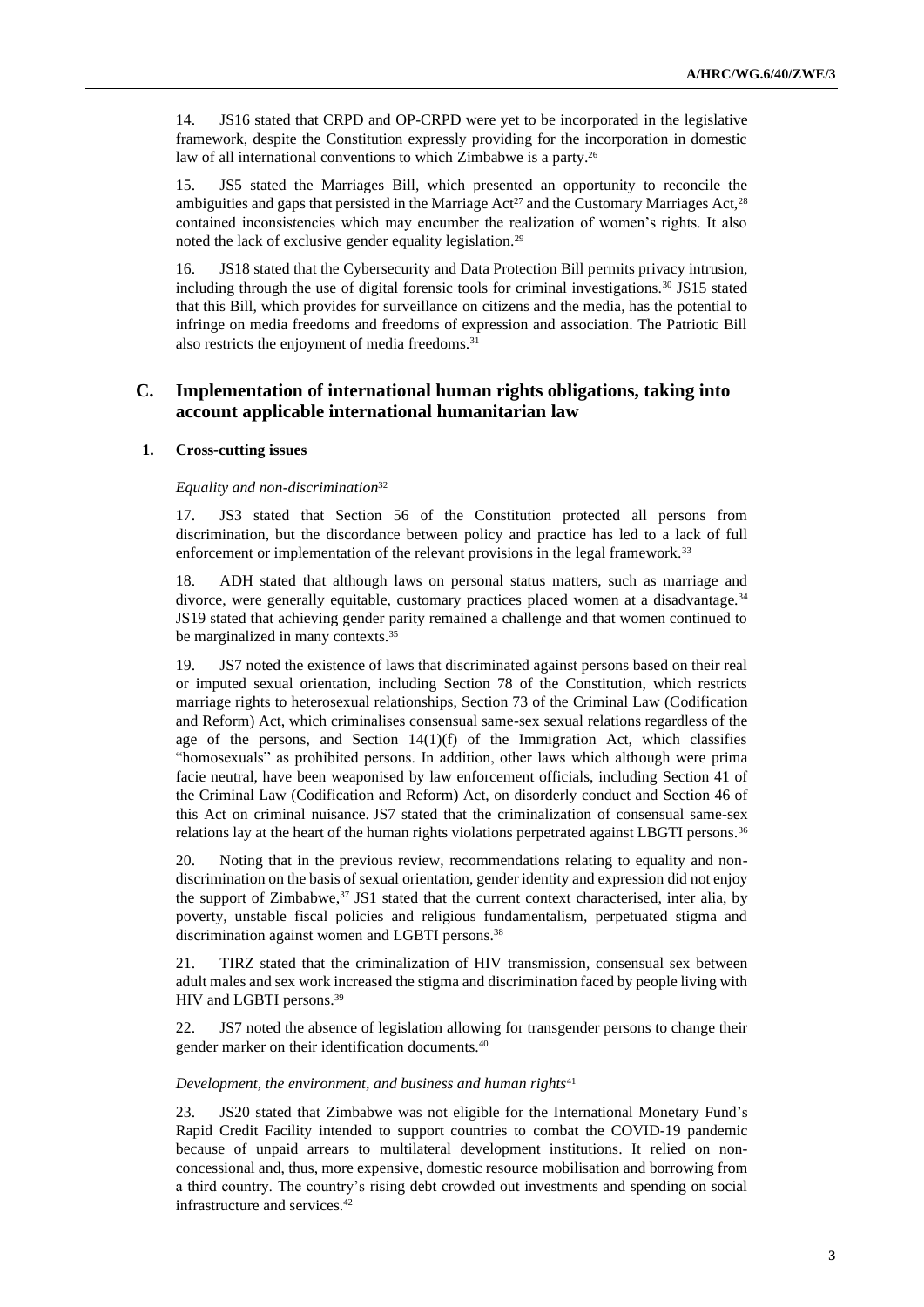14. JS16 stated that CRPD and OP-CRPD were yet to be incorporated in the legislative framework, despite the Constitution expressly providing for the incorporation in domestic law of all international conventions to which Zimbabwe is a party.[26]

15. JS5 stated the Marriages Bill, which presented an opportunity to reconcile the ambiguities and gaps that persisted in the Marriage Act[27] and the Customary Marriages Act,[28] contained inconsistencies which may encumber the realization of women's rights. It also noted the lack of exclusive gender equality legislation.[29]

16. JS18 stated that the Cybersecurity and Data Protection Bill permits privacy intrusion, including through the use of digital forensic tools for criminal investigations.[30] JS15 stated that this Bill, which provides for surveillance on citizens and the media, has the potential to infringe on media freedoms and freedoms of expression and association. The Patriotic Bill also restricts the enjoyment of media freedoms.[31]

## C. Implementation of international human rights obligations, taking into account applicable international humanitarian law

### 1. Cross-cutting issues

*Equality and non-discrimination*[32]

17. JS3 stated that Section 56 of the Constitution protected all persons from discrimination, but the discordance between policy and practice has led to a lack of full enforcement or implementation of the relevant provisions in the legal framework.[33]

18. ADH stated that although laws on personal status matters, such as marriage and divorce, were generally equitable, customary practices placed women at a disadvantage.[34] JS19 stated that achieving gender parity remained a challenge and that women continued to be marginalized in many contexts.[35]

19. JS7 noted the existence of laws that discriminated against persons based on their real or imputed sexual orientation, including Section 78 of the Constitution, which restricts marriage rights to heterosexual relationships, Section 73 of the Criminal Law (Codification and Reform) Act, which criminalises consensual same-sex sexual relations regardless of the age of the persons, and Section 14(1)(f) of the Immigration Act, which classifies "homosexuals" as prohibited persons. In addition, other laws which although were prima facie neutral, have been weaponised by law enforcement officials, including Section 41 of the Criminal Law (Codification and Reform) Act, on disorderly conduct and Section 46 of this Act on criminal nuisance. JS7 stated that the criminalization of consensual same-sex relations lay at the heart of the human rights violations perpetrated against LBGTI persons.[36]

20. Noting that in the previous review, recommendations relating to equality and non-discrimination on the basis of sexual orientation, gender identity and expression did not enjoy the support of Zimbabwe,[37] JS1 stated that the current context characterised, inter alia, by poverty, unstable fiscal policies and religious fundamentalism, perpetuated stigma and discrimination against women and LGBTI persons.[38]

21. TIRZ stated that the criminalization of HIV transmission, consensual sex between adult males and sex work increased the stigma and discrimination faced by people living with HIV and LGBTI persons.[39]

22. JS7 noted the absence of legislation allowing for transgender persons to change their gender marker on their identification documents.[40]

*Development, the environment, and business and human rights*[41]

23. JS20 stated that Zimbabwe was not eligible for the International Monetary Fund's Rapid Credit Facility intended to support countries to combat the COVID-19 pandemic because of unpaid arrears to multilateral development institutions. It relied on non-concessional and, thus, more expensive, domestic resource mobilisation and borrowing from a third country. The country's rising debt crowded out investments and spending on social infrastructure and services.[42]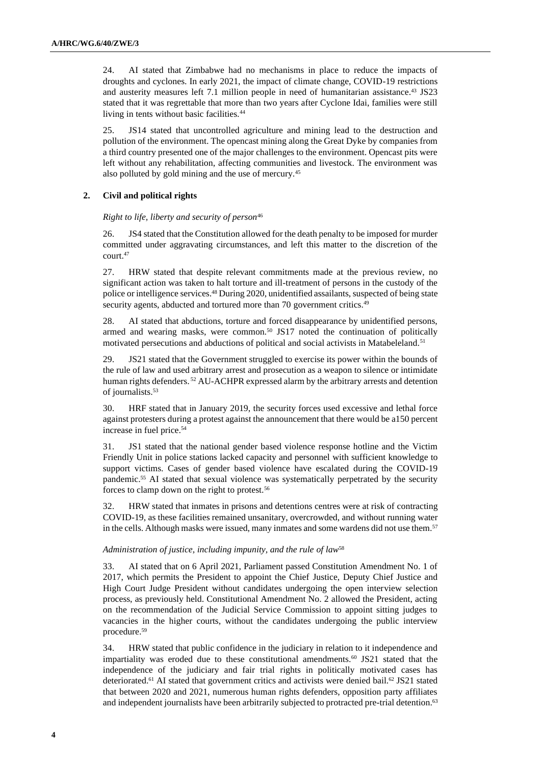24. AI stated that Zimbabwe had no mechanisms in place to reduce the impacts of droughts and cyclones. In early 2021, the impact of climate change, COVID-19 restrictions and austerity measures left 7.1 million people in need of humanitarian assistance.[43] JS23 stated that it was regrettable that more than two years after Cyclone Idai, families were still living in tents without basic facilities.[44]

25. JS14 stated that uncontrolled agriculture and mining lead to the destruction and pollution of the environment. The opencast mining along the Great Dyke by companies from a third country presented one of the major challenges to the environment. Opencast pits were left without any rehabilitation, affecting communities and livestock. The environment was also polluted by gold mining and the use of mercury.[45]

### 2. Civil and political rights

*Right to life, liberty and security of person*[46]

26. JS4 stated that the Constitution allowed for the death penalty to be imposed for murder committed under aggravating circumstances, and left this matter to the discretion of the court.[47]

27. HRW stated that despite relevant commitments made at the previous review, no significant action was taken to halt torture and ill-treatment of persons in the custody of the police or intelligence services.[48] During 2020, unidentified assailants, suspected of being state security agents, abducted and tortured more than 70 government critics.[49]

28. AI stated that abductions, torture and forced disappearance by unidentified persons, armed and wearing masks, were common.[50] JS17 noted the continuation of politically motivated persecutions and abductions of political and social activists in Matabeleland.[51]

29. JS21 stated that the Government struggled to exercise its power within the bounds of the rule of law and used arbitrary arrest and prosecution as a weapon to silence or intimidate human rights defenders.[52] AU-ACHPR expressed alarm by the arbitrary arrests and detention of journalists.[53]

30. HRF stated that in January 2019, the security forces used excessive and lethal force against protesters during a protest against the announcement that there would be a150 percent increase in fuel price.[54]

31. JS1 stated that the national gender based violence response hotline and the Victim Friendly Unit in police stations lacked capacity and personnel with sufficient knowledge to support victims. Cases of gender based violence have escalated during the COVID-19 pandemic.[55] AI stated that sexual violence was systematically perpetrated by the security forces to clamp down on the right to protest.[56]

32. HRW stated that inmates in prisons and detentions centres were at risk of contracting COVID-19, as these facilities remained unsanitary, overcrowded, and without running water in the cells. Although masks were issued, many inmates and some wardens did not use them.[57]

*Administration of justice, including impunity, and the rule of law*[58]

33. AI stated that on 6 April 2021, Parliament passed Constitution Amendment No. 1 of 2017, which permits the President to appoint the Chief Justice, Deputy Chief Justice and High Court Judge President without candidates undergoing the open interview selection process, as previously held. Constitutional Amendment No. 2 allowed the President, acting on the recommendation of the Judicial Service Commission to appoint sitting judges to vacancies in the higher courts, without the candidates undergoing the public interview procedure.[59]

34. HRW stated that public confidence in the judiciary in relation to it independence and impartiality was eroded due to these constitutional amendments.[60] JS21 stated that the independence of the judiciary and fair trial rights in politically motivated cases has deteriorated.[61] AI stated that government critics and activists were denied bail.[62] JS21 stated that between 2020 and 2021, numerous human rights defenders, opposition party affiliates and independent journalists have been arbitrarily subjected to protracted pre-trial detention.[63]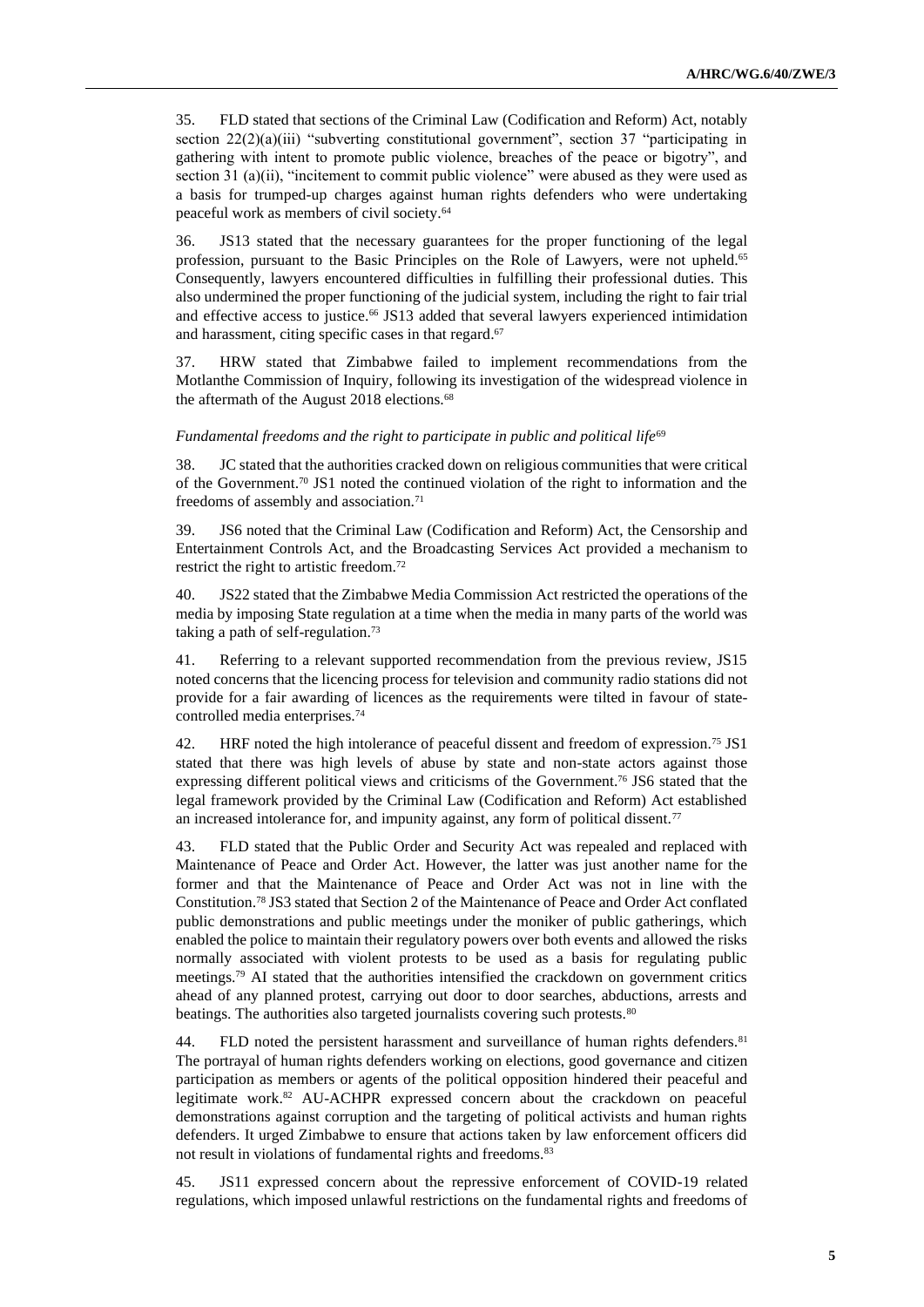35. FLD stated that sections of the Criminal Law (Codification and Reform) Act, notably section 22(2)(a)(iii) "subverting constitutional government", section 37 "participating in gathering with intent to promote public violence, breaches of the peace or bigotry", and section 31 (a)(ii), "incitement to commit public violence" were abused as they were used as a basis for trumped-up charges against human rights defenders who were undertaking peaceful work as members of civil society.[64]

36. JS13 stated that the necessary guarantees for the proper functioning of the legal profession, pursuant to the Basic Principles on the Role of Lawyers, were not upheld.[65] Consequently, lawyers encountered difficulties in fulfilling their professional duties. This also undermined the proper functioning of the judicial system, including the right to fair trial and effective access to justice.[66] JS13 added that several lawyers experienced intimidation and harassment, citing specific cases in that regard.[67]

37. HRW stated that Zimbabwe failed to implement recommendations from the Motlanthe Commission of Inquiry, following its investigation of the widespread violence in the aftermath of the August 2018 elections.[68]

*Fundamental freedoms and the right to participate in public and political life*[69]

38. JC stated that the authorities cracked down on religious communities that were critical of the Government.[70] JS1 noted the continued violation of the right to information and the freedoms of assembly and association.[71]

39. JS6 noted that the Criminal Law (Codification and Reform) Act, the Censorship and Entertainment Controls Act, and the Broadcasting Services Act provided a mechanism to restrict the right to artistic freedom.[72]

40. JS22 stated that the Zimbabwe Media Commission Act restricted the operations of the media by imposing State regulation at a time when the media in many parts of the world was taking a path of self-regulation.[73]

41. Referring to a relevant supported recommendation from the previous review, JS15 noted concerns that the licencing process for television and community radio stations did not provide for a fair awarding of licences as the requirements were tilted in favour of state-controlled media enterprises.[74]

42. HRF noted the high intolerance of peaceful dissent and freedom of expression.[75] JS1 stated that there was high levels of abuse by state and non-state actors against those expressing different political views and criticisms of the Government.[76] JS6 stated that the legal framework provided by the Criminal Law (Codification and Reform) Act established an increased intolerance for, and impunity against, any form of political dissent.[77]

43. FLD stated that the Public Order and Security Act was repealed and replaced with Maintenance of Peace and Order Act. However, the latter was just another name for the former and that the Maintenance of Peace and Order Act was not in line with the Constitution.[78] JS3 stated that Section 2 of the Maintenance of Peace and Order Act conflated public demonstrations and public meetings under the moniker of public gatherings, which enabled the police to maintain their regulatory powers over both events and allowed the risks normally associated with violent protests to be used as a basis for regulating public meetings.[79] AI stated that the authorities intensified the crackdown on government critics ahead of any planned protest, carrying out door to door searches, abductions, arrests and beatings. The authorities also targeted journalists covering such protests.[80]

44. FLD noted the persistent harassment and surveillance of human rights defenders.[81] The portrayal of human rights defenders working on elections, good governance and citizen participation as members or agents of the political opposition hindered their peaceful and legitimate work.[82] AU-ACHPR expressed concern about the crackdown on peaceful demonstrations against corruption and the targeting of political activists and human rights defenders. It urged Zimbabwe to ensure that actions taken by law enforcement officers did not result in violations of fundamental rights and freedoms.[83]

45. JS11 expressed concern about the repressive enforcement of COVID-19 related regulations, which imposed unlawful restrictions on the fundamental rights and freedoms of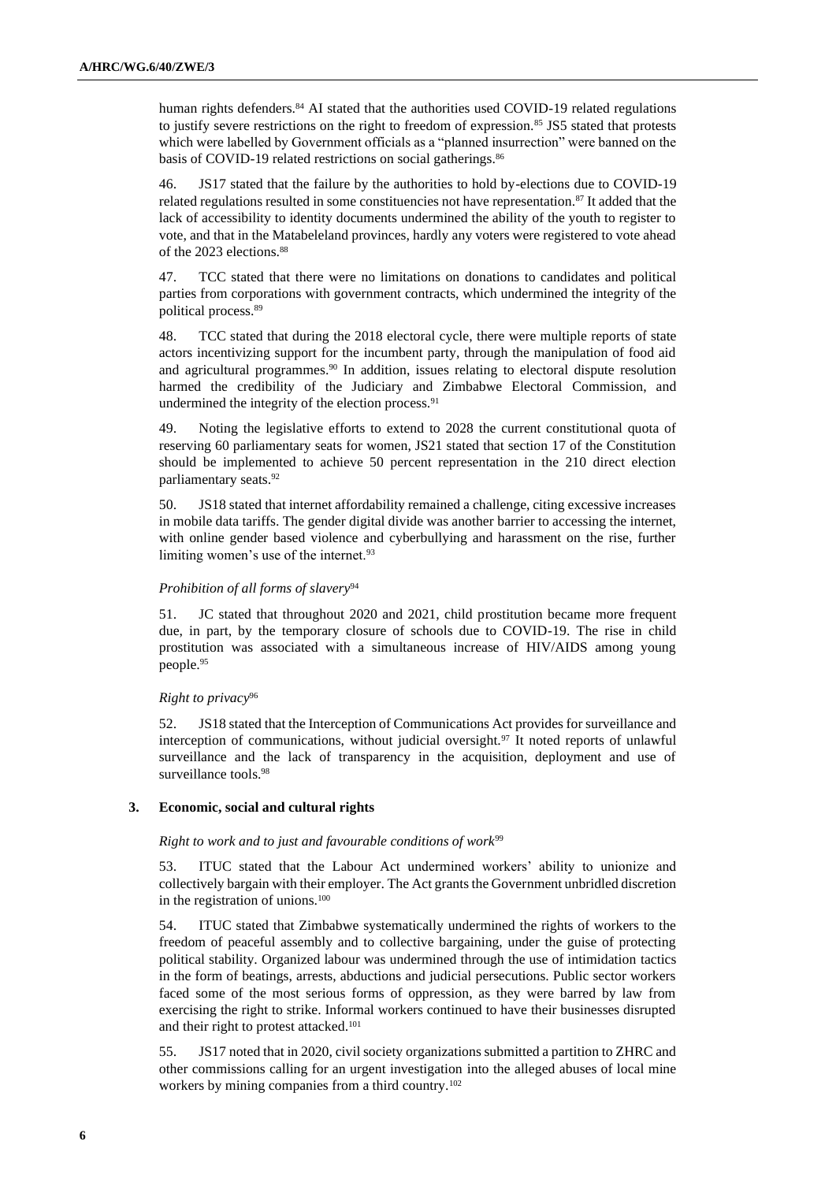human rights defenders.[84] AI stated that the authorities used COVID-19 related regulations to justify severe restrictions on the right to freedom of expression.[85] JS5 stated that protests which were labelled by Government officials as a "planned insurrection" were banned on the basis of COVID-19 related restrictions on social gatherings.[86]

46. JS17 stated that the failure by the authorities to hold by-elections due to COVID-19 related regulations resulted in some constituencies not have representation.[87] It added that the lack of accessibility to identity documents undermined the ability of the youth to register to vote, and that in the Matabeleland provinces, hardly any voters were registered to vote ahead of the 2023 elections.[88]

47. TCC stated that there were no limitations on donations to candidates and political parties from corporations with government contracts, which undermined the integrity of the political process.[89]

48. TCC stated that during the 2018 electoral cycle, there were multiple reports of state actors incentivizing support for the incumbent party, through the manipulation of food aid and agricultural programmes.[90] In addition, issues relating to electoral dispute resolution harmed the credibility of the Judiciary and Zimbabwe Electoral Commission, and undermined the integrity of the election process.[91]

49. Noting the legislative efforts to extend to 2028 the current constitutional quota of reserving 60 parliamentary seats for women, JS21 stated that section 17 of the Constitution should be implemented to achieve 50 percent representation in the 210 direct election parliamentary seats.[92]

50. JS18 stated that internet affordability remained a challenge, citing excessive increases in mobile data tariffs. The gender digital divide was another barrier to accessing the internet, with online gender based violence and cyberbullying and harassment on the rise, further limiting women's use of the internet.[93]

*Prohibition of all forms of slavery*[94]

51. JC stated that throughout 2020 and 2021, child prostitution became more frequent due, in part, by the temporary closure of schools due to COVID-19. The rise in child prostitution was associated with a simultaneous increase of HIV/AIDS among young people.[95]

*Right to privacy*[96]

52. JS18 stated that the Interception of Communications Act provides for surveillance and interception of communications, without judicial oversight.[97] It noted reports of unlawful surveillance and the lack of transparency in the acquisition, deployment and use of surveillance tools.[98]

### 3. Economic, social and cultural rights

*Right to work and to just and favourable conditions of work*[99]

53. ITUC stated that the Labour Act undermined workers' ability to unionize and collectively bargain with their employer. The Act grants the Government unbridled discretion in the registration of unions.[100]

54. ITUC stated that Zimbabwe systematically undermined the rights of workers to the freedom of peaceful assembly and to collective bargaining, under the guise of protecting political stability. Organized labour was undermined through the use of intimidation tactics in the form of beatings, arrests, abductions and judicial persecutions. Public sector workers faced some of the most serious forms of oppression, as they were barred by law from exercising the right to strike. Informal workers continued to have their businesses disrupted and their right to protest attacked.[101]

55. JS17 noted that in 2020, civil society organizations submitted a partition to ZHRC and other commissions calling for an urgent investigation into the alleged abuses of local mine workers by mining companies from a third country.[102]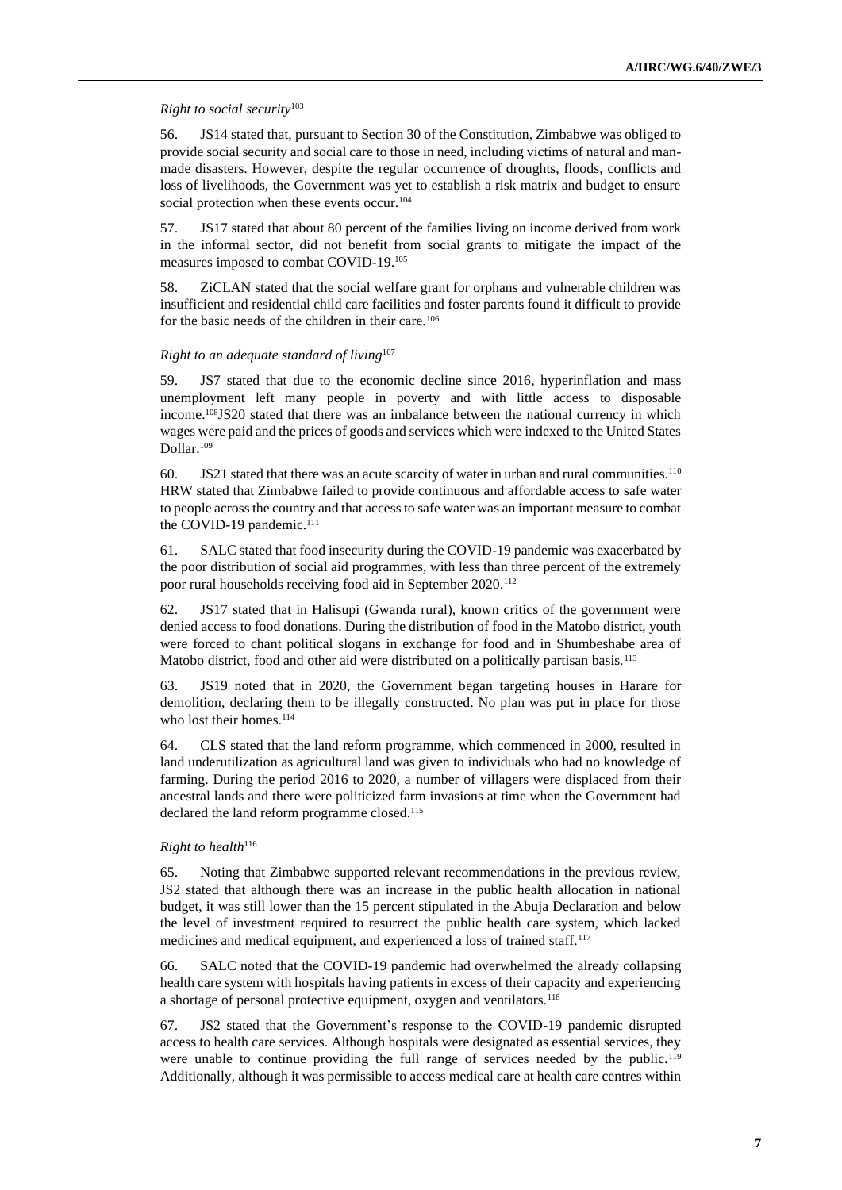*Right to social security*[103]

56. JS14 stated that, pursuant to Section 30 of the Constitution, Zimbabwe was obliged to provide social security and social care to those in need, including victims of natural and man-made disasters. However, despite the regular occurrence of droughts, floods, conflicts and loss of livelihoods, the Government was yet to establish a risk matrix and budget to ensure social protection when these events occur.[104]

57. JS17 stated that about 80 percent of the families living on income derived from work in the informal sector, did not benefit from social grants to mitigate the impact of the measures imposed to combat COVID-19.[105]

58. ZiCLAN stated that the social welfare grant for orphans and vulnerable children was insufficient and residential child care facilities and foster parents found it difficult to provide for the basic needs of the children in their care.[106]

*Right to an adequate standard of living*[107]

59. JS7 stated that due to the economic decline since 2016, hyperinflation and mass unemployment left many people in poverty and with little access to disposable income.[108]JS20 stated that there was an imbalance between the national currency in which wages were paid and the prices of goods and services which were indexed to the United States Dollar.[109]

60. JS21 stated that there was an acute scarcity of water in urban and rural communities.[110] HRW stated that Zimbabwe failed to provide continuous and affordable access to safe water to people across the country and that access to safe water was an important measure to combat the COVID-19 pandemic.[111]

61. SALC stated that food insecurity during the COVID-19 pandemic was exacerbated by the poor distribution of social aid programmes, with less than three percent of the extremely poor rural households receiving food aid in September 2020.[112]

62. JS17 stated that in Halisupi (Gwanda rural), known critics of the government were denied access to food donations. During the distribution of food in the Matobo district, youth were forced to chant political slogans in exchange for food and in Shumbeshabe area of Matobo district, food and other aid were distributed on a politically partisan basis.[113]

63. JS19 noted that in 2020, the Government began targeting houses in Harare for demolition, declaring them to be illegally constructed. No plan was put in place for those who lost their homes.[114]

64. CLS stated that the land reform programme, which commenced in 2000, resulted in land underutilization as agricultural land was given to individuals who had no knowledge of farming. During the period 2016 to 2020, a number of villagers were displaced from their ancestral lands and there were politicized farm invasions at time when the Government had declared the land reform programme closed.[115]

*Right to health*[116]

65. Noting that Zimbabwe supported relevant recommendations in the previous review, JS2 stated that although there was an increase in the public health allocation in national budget, it was still lower than the 15 percent stipulated in the Abuja Declaration and below the level of investment required to resurrect the public health care system, which lacked medicines and medical equipment, and experienced a loss of trained staff.[117]

66. SALC noted that the COVID-19 pandemic had overwhelmed the already collapsing health care system with hospitals having patients in excess of their capacity and experiencing a shortage of personal protective equipment, oxygen and ventilators.[118]

67. JS2 stated that the Government's response to the COVID-19 pandemic disrupted access to health care services. Although hospitals were designated as essential services, they were unable to continue providing the full range of services needed by the public.[119] Additionally, although it was permissible to access medical care at health care centres within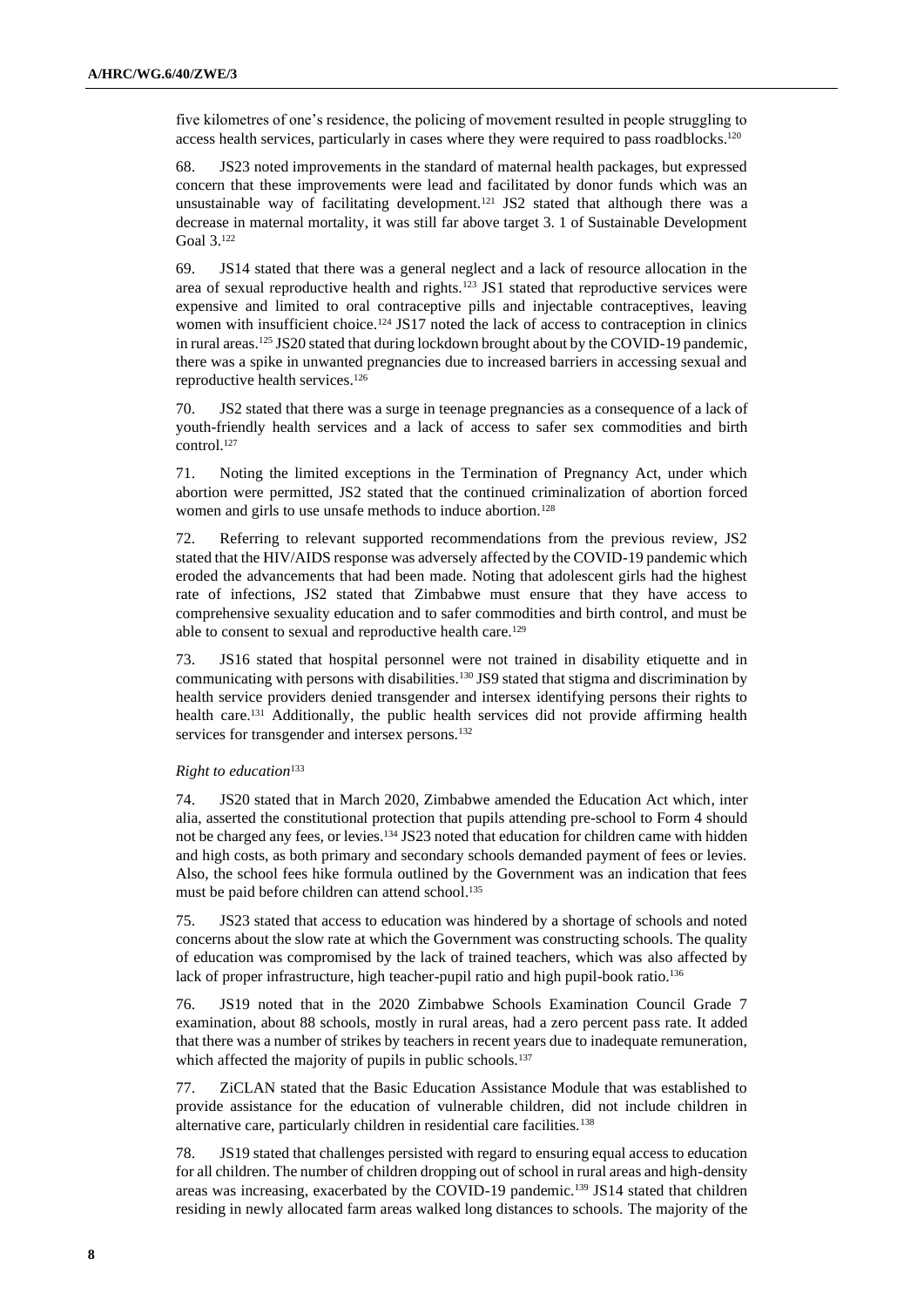five kilometres of one's residence, the policing of movement resulted in people struggling to access health services, particularly in cases where they were required to pass roadblocks.[120]

68. JS23 noted improvements in the standard of maternal health packages, but expressed concern that these improvements were lead and facilitated by donor funds which was an unsustainable way of facilitating development.[121] JS2 stated that although there was a decrease in maternal mortality, it was still far above target 3. 1 of Sustainable Development Goal 3.[122]

69. JS14 stated that there was a general neglect and a lack of resource allocation in the area of sexual reproductive health and rights.[123] JS1 stated that reproductive services were expensive and limited to oral contraceptive pills and injectable contraceptives, leaving women with insufficient choice.[124] JS17 noted the lack of access to contraception in clinics in rural areas.[125] JS20 stated that during lockdown brought about by the COVID-19 pandemic, there was a spike in unwanted pregnancies due to increased barriers in accessing sexual and reproductive health services.[126]

70. JS2 stated that there was a surge in teenage pregnancies as a consequence of a lack of youth-friendly health services and a lack of access to safer sex commodities and birth control.[127]

71. Noting the limited exceptions in the Termination of Pregnancy Act, under which abortion were permitted, JS2 stated that the continued criminalization of abortion forced women and girls to use unsafe methods to induce abortion.[128]

72. Referring to relevant supported recommendations from the previous review, JS2 stated that the HIV/AIDS response was adversely affected by the COVID-19 pandemic which eroded the advancements that had been made. Noting that adolescent girls had the highest rate of infections, JS2 stated that Zimbabwe must ensure that they have access to comprehensive sexuality education and to safer commodities and birth control, and must be able to consent to sexual and reproductive health care.[129]

73. JS16 stated that hospital personnel were not trained in disability etiquette and in communicating with persons with disabilities.[130] JS9 stated that stigma and discrimination by health service providers denied transgender and intersex identifying persons their rights to health care.[131] Additionally, the public health services did not provide affirming health services for transgender and intersex persons.[132]

*Right to education*[133]

74. JS20 stated that in March 2020, Zimbabwe amended the Education Act which, inter alia, asserted the constitutional protection that pupils attending pre-school to Form 4 should not be charged any fees, or levies.[134] JS23 noted that education for children came with hidden and high costs, as both primary and secondary schools demanded payment of fees or levies. Also, the school fees hike formula outlined by the Government was an indication that fees must be paid before children can attend school.[135]

75. JS23 stated that access to education was hindered by a shortage of schools and noted concerns about the slow rate at which the Government was constructing schools. The quality of education was compromised by the lack of trained teachers, which was also affected by lack of proper infrastructure, high teacher-pupil ratio and high pupil-book ratio.[136]

76. JS19 noted that in the 2020 Zimbabwe Schools Examination Council Grade 7 examination, about 88 schools, mostly in rural areas, had a zero percent pass rate. It added that there was a number of strikes by teachers in recent years due to inadequate remuneration, which affected the majority of pupils in public schools.[137]

77. ZiCLAN stated that the Basic Education Assistance Module that was established to provide assistance for the education of vulnerable children, did not include children in alternative care, particularly children in residential care facilities.[138]

78. JS19 stated that challenges persisted with regard to ensuring equal access to education for all children. The number of children dropping out of school in rural areas and high-density areas was increasing, exacerbated by the COVID-19 pandemic.[139] JS14 stated that children residing in newly allocated farm areas walked long distances to schools. The majority of the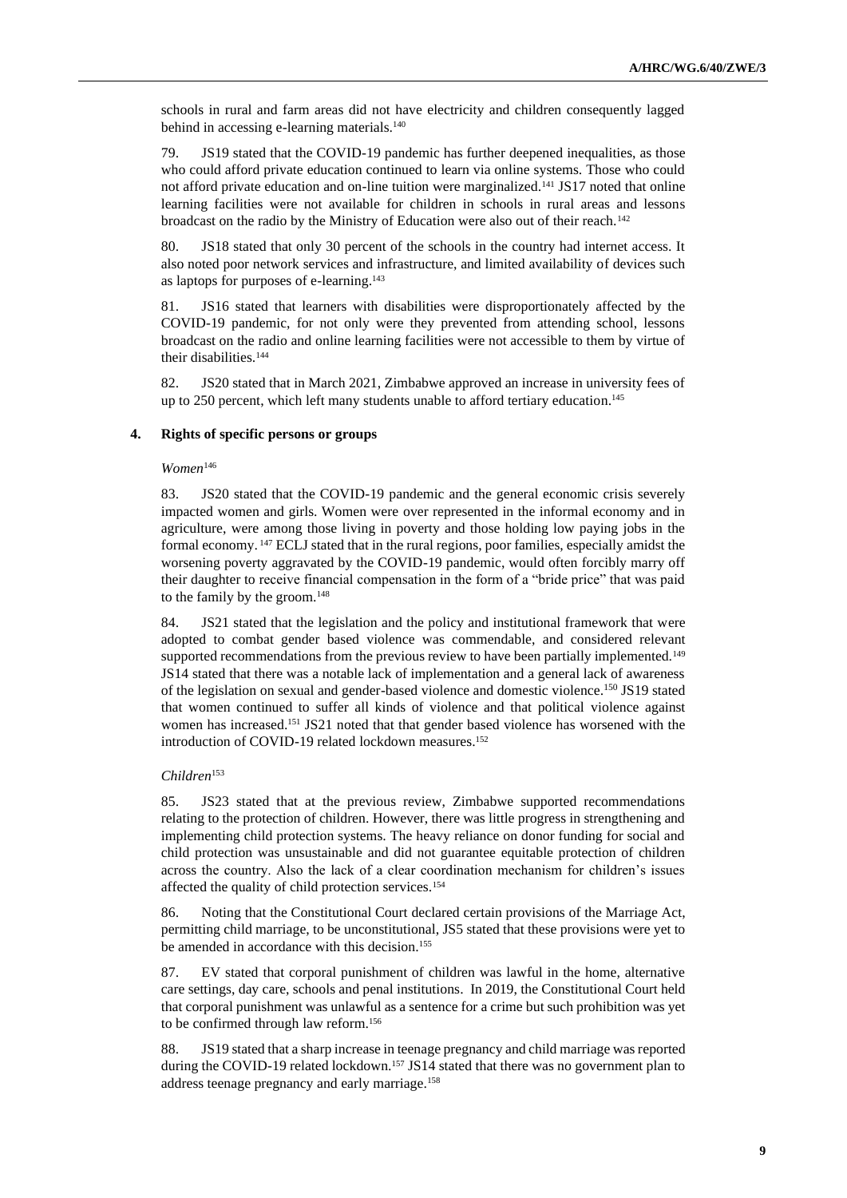schools in rural and farm areas did not have electricity and children consequently lagged behind in accessing e-learning materials.[140]

79. JS19 stated that the COVID-19 pandemic has further deepened inequalities, as those who could afford private education continued to learn via online systems. Those who could not afford private education and on-line tuition were marginalized.[141] JS17 noted that online learning facilities were not available for children in schools in rural areas and lessons broadcast on the radio by the Ministry of Education were also out of their reach.[142]

80. JS18 stated that only 30 percent of the schools in the country had internet access. It also noted poor network services and infrastructure, and limited availability of devices such as laptops for purposes of e-learning.[143]

81. JS16 stated that learners with disabilities were disproportionately affected by the COVID-19 pandemic, for not only were they prevented from attending school, lessons broadcast on the radio and online learning facilities were not accessible to them by virtue of their disabilities.[144]

82. JS20 stated that in March 2021, Zimbabwe approved an increase in university fees of up to 250 percent, which left many students unable to afford tertiary education.[145]

### 4. Rights of specific persons or groups

*Women*[146]

83. JS20 stated that the COVID-19 pandemic and the general economic crisis severely impacted women and girls. Women were over represented in the informal economy and in agriculture, were among those living in poverty and those holding low paying jobs in the formal economy.[147] ECLJ stated that in the rural regions, poor families, especially amidst the worsening poverty aggravated by the COVID-19 pandemic, would often forcibly marry off their daughter to receive financial compensation in the form of a "bride price" that was paid to the family by the groom.[148]

84. JS21 stated that the legislation and the policy and institutional framework that were adopted to combat gender based violence was commendable, and considered relevant supported recommendations from the previous review to have been partially implemented.[149] JS14 stated that there was a notable lack of implementation and a general lack of awareness of the legislation on sexual and gender-based violence and domestic violence.[150] JS19 stated that women continued to suffer all kinds of violence and that political violence against women has increased.[151] JS21 noted that that gender based violence has worsened with the introduction of COVID-19 related lockdown measures.[152]

*Children*[153]

85. JS23 stated that at the previous review, Zimbabwe supported recommendations relating to the protection of children. However, there was little progress in strengthening and implementing child protection systems. The heavy reliance on donor funding for social and child protection was unsustainable and did not guarantee equitable protection of children across the country. Also the lack of a clear coordination mechanism for children's issues affected the quality of child protection services.[154]

86. Noting that the Constitutional Court declared certain provisions of the Marriage Act, permitting child marriage, to be unconstitutional, JS5 stated that these provisions were yet to be amended in accordance with this decision.[155]

87. EV stated that corporal punishment of children was lawful in the home, alternative care settings, day care, schools and penal institutions. In 2019, the Constitutional Court held that corporal punishment was unlawful as a sentence for a crime but such prohibition was yet to be confirmed through law reform.[156]

88. JS19 stated that a sharp increase in teenage pregnancy and child marriage was reported during the COVID-19 related lockdown.[157] JS14 stated that there was no government plan to address teenage pregnancy and early marriage.[158]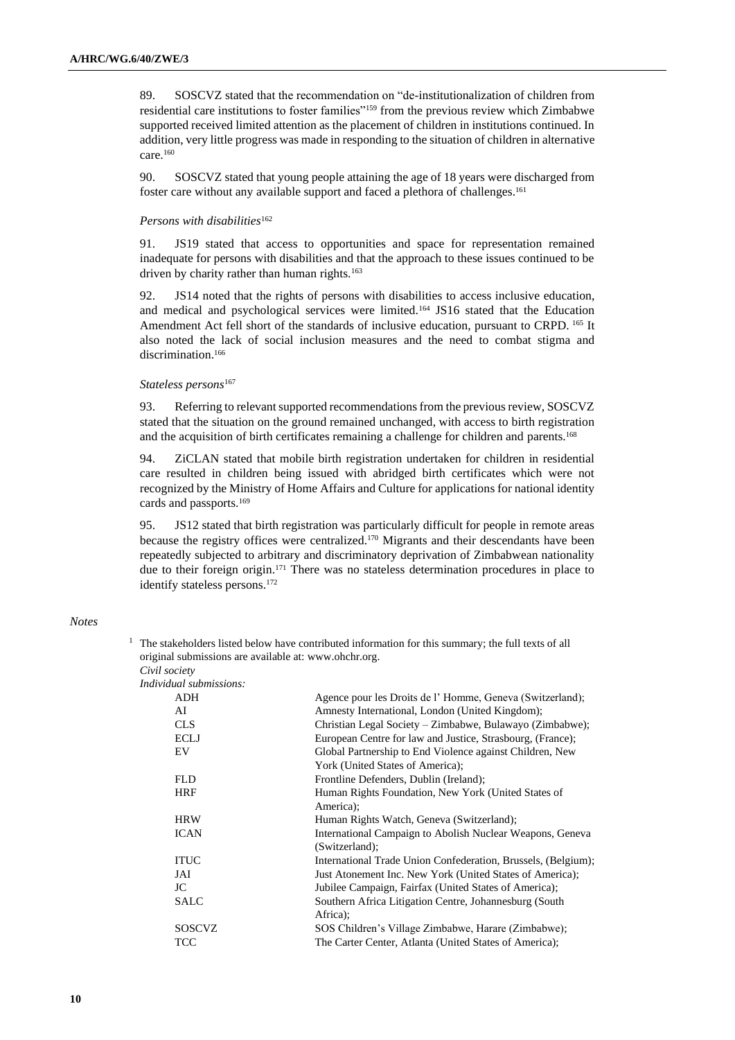89. SOSCVZ stated that the recommendation on "de-institutionalization of children from residential care institutions to foster families"[159] from the previous review which Zimbabwe supported received limited attention as the placement of children in institutions continued. In addition, very little progress was made in responding to the situation of children in alternative care.[160]

90. SOSCVZ stated that young people attaining the age of 18 years were discharged from foster care without any available support and faced a plethora of challenges.[161]

*Persons with disabilities*[162]

91. JS19 stated that access to opportunities and space for representation remained inadequate for persons with disabilities and that the approach to these issues continued to be driven by charity rather than human rights.[163]

92. JS14 noted that the rights of persons with disabilities to access inclusive education, and medical and psychological services were limited.[164] JS16 stated that the Education Amendment Act fell short of the standards of inclusive education, pursuant to CRPD.[165] It also noted the lack of social inclusion measures and the need to combat stigma and discrimination.[166]

*Stateless persons*[167]

93. Referring to relevant supported recommendations from the previous review, SOSCVZ stated that the situation on the ground remained unchanged, with access to birth registration and the acquisition of birth certificates remaining a challenge for children and parents.[168]

94. ZiCLAN stated that mobile birth registration undertaken for children in residential care resulted in children being issued with abridged birth certificates which were not recognized by the Ministry of Home Affairs and Culture for applications for national identity cards and passports.[169]

95. JS12 stated that birth registration was particularly difficult for people in remote areas because the registry offices were centralized.[170] Migrants and their descendants have been repeatedly subjected to arbitrary and discriminatory deprivation of Zimbabwean nationality due to their foreign origin.[171] There was no stateless determination procedures in place to identify stateless persons.[172]

*Notes*

[1] The stakeholders listed below have contributed information for this summary; the full texts of all original submissions are available at: www.ohchr.org.

*Civil society*

*Individual submissions:*

| | |
|---|---|
| ADH | Agence pour les Droits de l' Homme, Geneva (Switzerland); |
| AI | Amnesty International, London (United Kingdom); |
| CLS | Christian Legal Society – Zimbabwe, Bulawayo (Zimbabwe); |
| ECLJ | European Centre for law and Justice, Strasbourg, (France); |
| EV | Global Partnership to End Violence against Children, New York (United States of America); |
| FLD | Frontline Defenders, Dublin (Ireland); |
| HRF | Human Rights Foundation, New York (United States of America); |
| HRW | Human Rights Watch, Geneva (Switzerland); |
| ICAN | International Campaign to Abolish Nuclear Weapons, Geneva (Switzerland); |
| ITUC | International Trade Union Confederation, Brussels, (Belgium); |
| JAI | Just Atonement Inc. New York (United States of America); |
| JC | Jubilee Campaign, Fairfax (United States of America); |
| SALC | Southern Africa Litigation Centre, Johannesburg (South Africa); |
| SOSCVZ | SOS Children's Village Zimbabwe, Harare (Zimbabwe); |
| TCC | The Carter Center, Atlanta (United States of America); |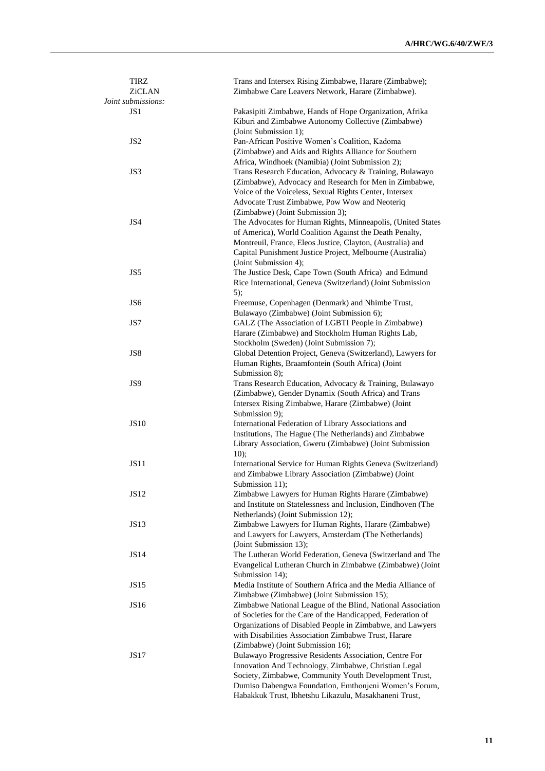| | |
|---|---|
| TIRZ | Trans and Intersex Rising Zimbabwe, Harare (Zimbabwe); |
| ZiCLAN | Zimbabwe Care Leavers Network, Harare (Zimbabwe). |

*Joint submissions:*

| | |
|---|---|
| JS1 | Pakasipiti Zimbabwe, Hands of Hope Organization, Afrika Kiburi and Zimbabwe Autonomy Collective (Zimbabwe) (Joint Submission 1); |
| JS2 | Pan-African Positive Women's Coalition, Kadoma (Zimbabwe) and Aids and Rights Alliance for Southern Africa, Windhoek (Namibia) (Joint Submission 2); |
| JS3 | Trans Research Education, Advocacy & Training, Bulawayo (Zimbabwe), Advocacy and Research for Men in Zimbabwe, Voice of the Voiceless, Sexual Rights Center, Intersex Advocate Trust Zimbabwe, Pow Wow and Neoteriq (Zimbabwe) (Joint Submission 3); |
| JS4 | The Advocates for Human Rights, Minneapolis, (United States of America), World Coalition Against the Death Penalty, Montreuil, France, Eleos Justice, Clayton, (Australia) and Capital Punishment Justice Project, Melbourne (Australia) (Joint Submission 4); |
| JS5 | The Justice Desk, Cape Town (South Africa) and Edmund Rice International, Geneva (Switzerland) (Joint Submission 5); |
| JS6 | Freemuse, Copenhagen (Denmark) and Nhimbe Trust, Bulawayo (Zimbabwe) (Joint Submission 6); |
| JS7 | GALZ (The Association of LGBTI People in Zimbabwe) Harare (Zimbabwe) and Stockholm Human Rights Lab, Stockholm (Sweden) (Joint Submission 7); |
| JS8 | Global Detention Project, Geneva (Switzerland), Lawyers for Human Rights, Braamfontein (South Africa) (Joint Submission 8); |
| JS9 | Trans Research Education, Advocacy & Training, Bulawayo (Zimbabwe), Gender Dynamix (South Africa) and Trans Intersex Rising Zimbabwe, Harare (Zimbabwe) (Joint Submission 9); |
| JS10 | International Federation of Library Associations and Institutions, The Hague (The Netherlands) and Zimbabwe Library Association, Gweru (Zimbabwe) (Joint Submission 10); |
| JS11 | International Service for Human Rights Geneva (Switzerland) and Zimbabwe Library Association (Zimbabwe) (Joint Submission 11); |
| JS12 | Zimbabwe Lawyers for Human Rights Harare (Zimbabwe) and Institute on Statelessness and Inclusion, Eindhoven (The Netherlands) (Joint Submission 12); |
| JS13 | Zimbabwe Lawyers for Human Rights, Harare (Zimbabwe) and Lawyers for Lawyers, Amsterdam (The Netherlands) (Joint Submission 13); |
| JS14 | The Lutheran World Federation, Geneva (Switzerland and The Evangelical Lutheran Church in Zimbabwe (Zimbabwe) (Joint Submission 14); |
| JS15 | Media Institute of Southern Africa and the Media Alliance of Zimbabwe (Zimbabwe) (Joint Submission 15); |
| JS16 | Zimbabwe National League of the Blind, National Association of Societies for the Care of the Handicapped, Federation of Organizations of Disabled People in Zimbabwe, and Lawyers with Disabilities Association Zimbabwe Trust, Harare (Zimbabwe) (Joint Submission 16); |
| JS17 | Bulawayo Progressive Residents Association, Centre For Innovation And Technology, Zimbabwe, Christian Legal Society, Zimbabwe, Community Youth Development Trust, Dumiso Dabengwa Foundation, Emthonjeni Women's Forum, Habakkuk Trust, Ibhetshu Likazulu, Masakhaneni Trust, |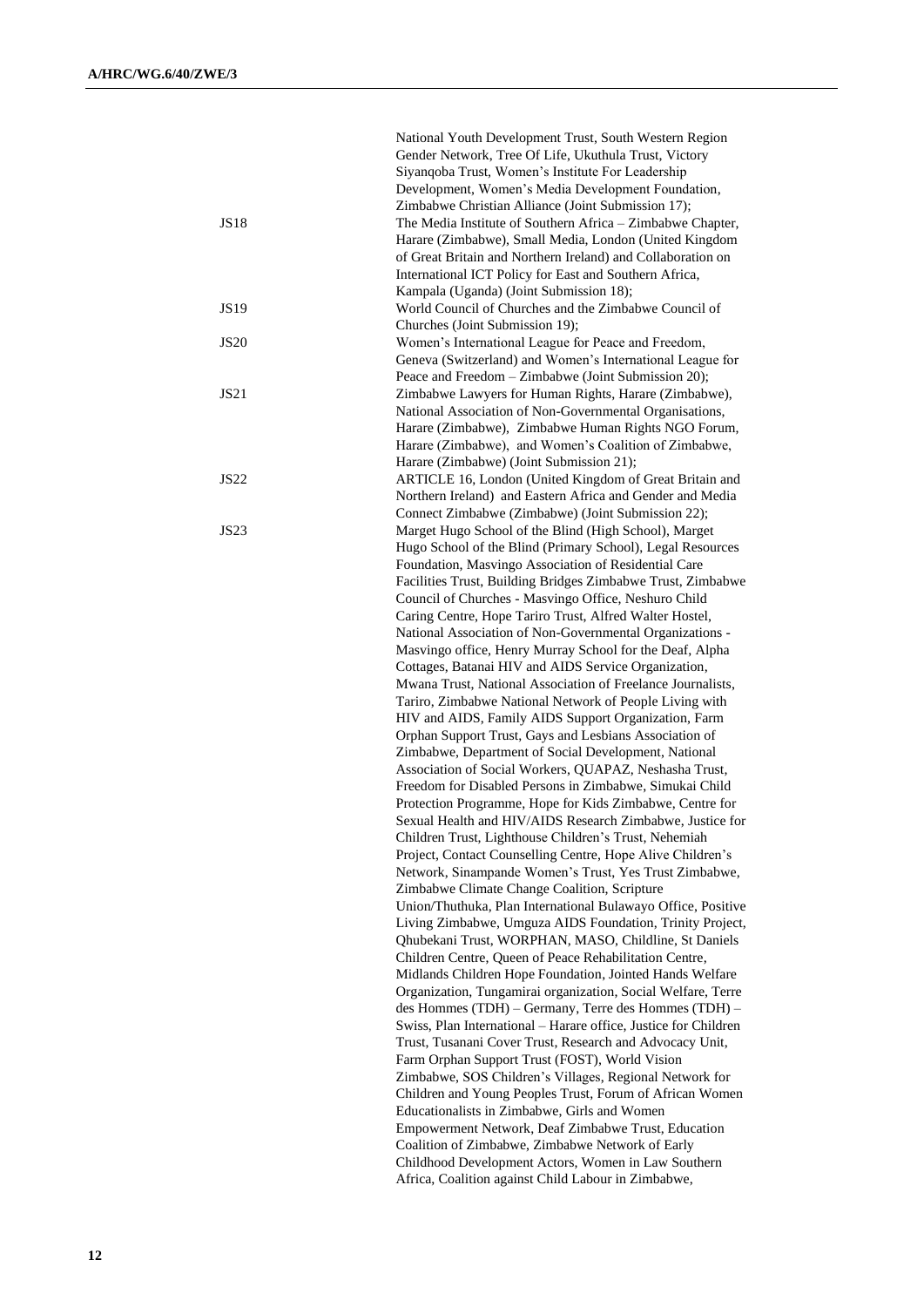National Youth Development Trust, South Western Region Gender Network, Tree Of Life, Ukuthula Trust, Victory Siyanqoba Trust, Women's Institute For Leadership Development, Women's Media Development Foundation, Zimbabwe Christian Alliance (Joint Submission 17);

| | |
|---|---|
| JS18 | The Media Institute of Southern Africa – Zimbabwe Chapter, Harare (Zimbabwe), Small Media, London (United Kingdom of Great Britain and Northern Ireland) and Collaboration on International ICT Policy for East and Southern Africa, Kampala (Uganda) (Joint Submission 18); |
| JS19 | World Council of Churches and the Zimbabwe Council of Churches (Joint Submission 19); |
| JS20 | Women's International League for Peace and Freedom, Geneva (Switzerland) and Women's International League for Peace and Freedom – Zimbabwe (Joint Submission 20); |
| JS21 | Zimbabwe Lawyers for Human Rights, Harare (Zimbabwe), National Association of Non-Governmental Organisations, Harare (Zimbabwe), Zimbabwe Human Rights NGO Forum, Harare (Zimbabwe), and Women's Coalition of Zimbabwe, Harare (Zimbabwe) (Joint Submission 21); |
| JS22 | ARTICLE 16, London (United Kingdom of Great Britain and Northern Ireland) and Eastern Africa and Gender and Media Connect Zimbabwe (Zimbabwe) (Joint Submission 22); |
| JS23 | Marget Hugo School of the Blind (High School), Marget Hugo School of the Blind (Primary School), Legal Resources Foundation, Masvingo Association of Residential Care Facilities Trust, Building Bridges Zimbabwe Trust, Zimbabwe Council of Churches - Masvingo Office, Neshuro Child Caring Centre, Hope Tariro Trust, Alfred Walter Hostel, National Association of Non-Governmental Organizations - Masvingo office, Henry Murray School for the Deaf, Alpha Cottages, Batanai HIV and AIDS Service Organization, Mwana Trust, National Association of Freelance Journalists, Tariro, Zimbabwe National Network of People Living with HIV and AIDS, Family AIDS Support Organization, Farm Orphan Support Trust, Gays and Lesbians Association of Zimbabwe, Department of Social Development, National Association of Social Workers, QUAPAZ, Neshasha Trust, Freedom for Disabled Persons in Zimbabwe, Simukai Child Protection Programme, Hope for Kids Zimbabwe, Centre for Sexual Health and HIV/AIDS Research Zimbabwe, Justice for Children Trust, Lighthouse Children's Trust, Nehemiah Project, Contact Counselling Centre, Hope Alive Children's Network, Sinampande Women's Trust, Yes Trust Zimbabwe, Zimbabwe Climate Change Coalition, Scripture Union/Thuthuka, Plan International Bulawayo Office, Positive Living Zimbabwe, Umguza AIDS Foundation, Trinity Project, Qhubekani Trust, WORPHAN, MASO, Childline, St Daniels Children Centre, Queen of Peace Rehabilitation Centre, Midlands Children Hope Foundation, Jointed Hands Welfare Organization, Tungamirai organization, Social Welfare, Terre des Hommes (TDH) – Germany, Terre des Hommes (TDH) – Swiss, Plan International – Harare office, Justice for Children Trust, Tusanani Cover Trust, Research and Advocacy Unit, Farm Orphan Support Trust (FOST), World Vision Zimbabwe, SOS Children's Villages, Regional Network for Children and Young Peoples Trust, Forum of African Women Educationalists in Zimbabwe, Girls and Women Empowerment Network, Deaf Zimbabwe Trust, Education Coalition of Zimbabwe, Zimbabwe Network of Early Childhood Development Actors, Women in Law Southern Africa, Coalition against Child Labour in Zimbabwe, |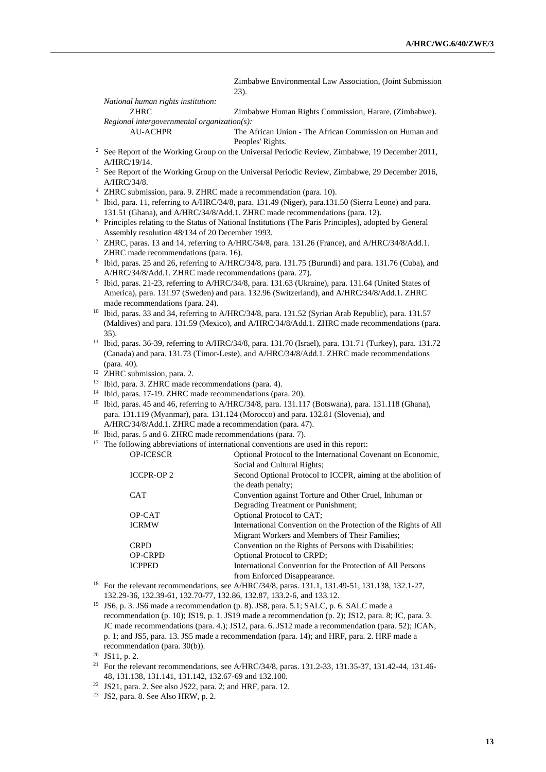Zimbabwe Environmental Law Association, (Joint Submission 23).

*National human rights institution:*

| | |
|---|---|
| ZHRC | Zimbabwe Human Rights Commission, Harare, (Zimbabwe). |

*Regional intergovernmental organization(s):*

| | |
|---|---|
| AU-ACHPR | The African Union - The African Commission on Human and Peoples' Rights. |

[2] See Report of the Working Group on the Universal Periodic Review, Zimbabwe, 19 December 2011, A/HRC/19/14.

[3] See Report of the Working Group on the Universal Periodic Review, Zimbabwe, 29 December 2016, A/HRC/34/8.

[4] ZHRC submission, para. 9. ZHRC made a recommendation (para. 10).

[5] Ibid, para. 11, referring to A/HRC/34/8, para. 131.49 (Niger), para.131.50 (Sierra Leone) and para. 131.51 (Ghana), and A/HRC/34/8/Add.1. ZHRC made recommendations (para. 12).

[6] Principles relating to the Status of National Institutions (The Paris Principles), adopted by General Assembly resolution 48/134 of 20 December 1993.

[7] ZHRC, paras. 13 and 14, referring to A/HRC/34/8, para. 131.26 (France), and A/HRC/34/8/Add.1. ZHRC made recommendations (para. 16).

[8] Ibid, paras. 25 and 26, referring to A/HRC/34/8, para. 131.75 (Burundi) and para. 131.76 (Cuba), and A/HRC/34/8/Add.1. ZHRC made recommendations (para. 27).

[9] Ibid, paras. 21-23, referring to A/HRC/34/8, para. 131.63 (Ukraine), para. 131.64 (United States of America), para. 131.97 (Sweden) and para. 132.96 (Switzerland), and A/HRC/34/8/Add.1. ZHRC made recommendations (para. 24).

[10] Ibid, paras. 33 and 34, referring to A/HRC/34/8, para. 131.52 (Syrian Arab Republic), para. 131.57 (Maldives) and para. 131.59 (Mexico), and A/HRC/34/8/Add.1. ZHRC made recommendations (para. 35).

[11] Ibid, paras. 36-39, referring to A/HRC/34/8, para. 131.70 (Israel), para. 131.71 (Turkey), para. 131.72 (Canada) and para. 131.73 (Timor-Leste), and A/HRC/34/8/Add.1. ZHRC made recommendations (para. 40).

[12] ZHRC submission, para. 2.

[13] Ibid, para. 3. ZHRC made recommendations (para. 4).

[14] Ibid, paras. 17-19. ZHRC made recommendations (para. 20).

[15] Ibid, paras. 45 and 46, referring to A/HRC/34/8, para. 131.117 (Botswana), para. 131.118 (Ghana), para. 131.119 (Myanmar), para. 131.124 (Morocco) and para. 132.81 (Slovenia), and A/HRC/34/8/Add.1. ZHRC made a recommendation (para. 47).

[16] Ibid, paras. 5 and 6. ZHRC made recommendations (para. 7).

[17] The following abbreviations of international conventions are used in this report:

| | |
|---|---|
| OP-ICESCR | Optional Protocol to the International Covenant on Economic, Social and Cultural Rights; |
| ICCPR-OP 2 | Second Optional Protocol to ICCPR, aiming at the abolition of the death penalty; |
| CAT | Convention against Torture and Other Cruel, Inhuman or Degrading Treatment or Punishment; |
| OP-CAT | Optional Protocol to CAT; |
| ICRMW | International Convention on the Protection of the Rights of All Migrant Workers and Members of Their Families; |
| CRPD | Convention on the Rights of Persons with Disabilities; |
| OP-CRPD | Optional Protocol to CRPD; |
| ICPPED | International Convention for the Protection of All Persons from Enforced Disappearance. |

[18] For the relevant recommendations, see A/HRC/34/8, paras. 131.1, 131.49-51, 131.138, 132.1-27, 132.29-36, 132.39-61, 132.70-77, 132.86, 132.87, 133.2-6, and 133.12.

[19] JS6, p. 3. JS6 made a recommendation (p. 8). JS8, para. 5.1; SALC, p. 6. SALC made a recommendation (p. 10); JS19, p. 1. JS19 made a recommendation (p. 2); JS12, para. 8; JC, para. 3. JC made recommendations (para. 4.); JS12, para. 6. JS12 made a recommendation (para. 52); ICAN, p. 1; and JS5, para. 13. JS5 made a recommendation (para. 14); and HRF, para. 2. HRF made a recommendation (para. 30(b)).

[20] JS11, p. 2.

[21] For the relevant recommendations, see A/HRC/34/8, paras. 131.2-33, 131.35-37, 131.42-44, 131.46-48, 131.138, 131.141, 131.142, 132.67-69 and 132.100.

[22] JS21, para. 2. See also JS22, para. 2; and HRF, para. 12.

[23] JS2, para. 8. See Also HRW, p. 2.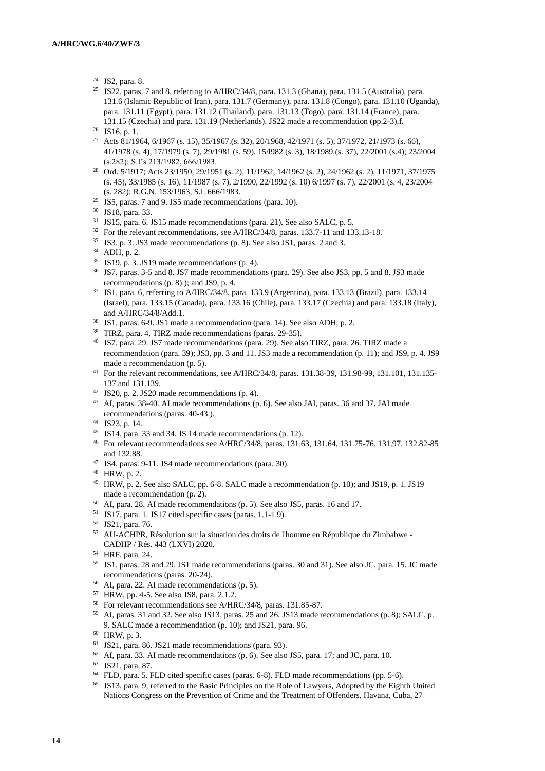[24] JS2, para. 8.

[25] JS22, paras. 7 and 8, referring to A/HRC/34/8, para. 131.3 (Ghana), para. 131.5 (Australia), para. 131.6 (Islamic Republic of Iran), para. 131.7 (Germany), para. 131.8 (Congo), para. 131.10 (Uganda), para. 131.11 (Egypt), para. 131.12 (Thailand), para. 131.13 (Togo), para. 131.14 (France), para. 131.15 (Czechia) and para. 131.19 (Netherlands). JS22 made a recommendation (pp.2-3).f.

[26] JS16, p. 1.

[27] Acts 81/1964, 6/1967 (s. 15), 35/1967.(s. 32), 20/1968, 42/1971 (s. 5), 37/1972, 21/1973 (s. 66), 41/1978 (s. 4), 17/1979 (s. 7), 29/1981 (s. 59), 15/l982 (s. 3), 18/1989.(s. 37), 22/2001 (s.4); 23/2004 (s.282); S.I's 213/1982, 666/1983.

[28] Ord. 5/1917; Acts 23/1950, 29/1951 (s. 2), 11/1962, 14/1962 (s. 2), 24/1962 (s. 2), 11/1971, 37/1975 (s. 45), 33/1985 (s. 16), 11/1987 (s. 7), 2/1990, 22/1992 (s. 10) 6/1997 (s. 7), 22/2001 (s. 4, 23/2004 (s. 282); R.G.N. 153/1963, S.I. 666/1983.

[29] JS5, paras. 7 and 9. JS5 made recommendations (para. 10).

[30] JS18, para. 33.

[31] JS15, para. 6. JS15 made recommendations (para. 21). See also SALC, p. 5.

[32] For the relevant recommendations, see A/HRC/34/8, paras. 133.7-11 and 133.13-18.

[33] JS3, p. 3. JS3 made recommendations (p. 8). See also JS1, paras. 2 and 3.

[34] ADH, p. 2.

[35] JS19, p. 3. JS19 made recommendations (p. 4).

[36] JS7, paras. 3-5 and 8. JS7 made recommendations (para. 29). See also JS3, pp. 5 and 8. JS3 made recommendations (p. 8).); and JS9, p. 4.

[37] JS1, para. 6, referring to A/HRC/34/8, para. 133.9 (Argentina), para. 133.13 (Brazil), para. 133.14 (Israel), para. 133.15 (Canada), para. 133.16 (Chile), para. 133.17 (Czechia) and para. 133.18 (Italy), and A/HRC/34/8/Add.1.

[38] JS1, paras. 6-9. JS1 made a recommendation (para. 14). See also ADH, p. 2.

[39] TIRZ, para. 4, TIRZ made recommendations (paras. 29-35).

[40] JS7, para. 29. JS7 made recommendations (para. 29). See also TIRZ, para. 26. TIRZ made a recommendation (para. 39); JS3, pp. 3 and 11. JS3 made a recommendation (p. 11); and JS9, p. 4. JS9 made a recommendation (p. 5).

[41] For the relevant recommendations, see A/HRC/34/8, paras. 131.38-39, 131.98-99, 131.101, 131.135-137 and 131.139.

[42] JS20, p. 2. JS20 made recommendations (p. 4).

[43] AI, paras. 38-40. AI made recommendations (p. 6). See also JAI, paras. 36 and 37. JAI made recommendations (paras. 40-43.).

[44] JS23, p. 14.

[45] JS14, para. 33 and 34. JS 14 made recommendations (p. 12).

[46] For relevant recommendations see A/HRC/34/8, paras. 131.63, 131.64, 131.75-76, 131.97, 132.82-85 and 132.88.

[47] JS4, paras. 9-11. JS4 made recommendations (para. 30).

[48] HRW, p. 2.

[49] HRW, p. 2. See also SALC, pp. 6-8. SALC made a recommendation (p. 10); and JS19, p. 1. JS19 made a recommendation (p. 2).

[50] AI, para. 28. AI made recommendations (p. 5). See also JS5, paras. 16 and 17.

[51] JS17, para. 1. JS17 cited specific cases (paras. 1.1-1.9).

[52] JS21, para. 76.

[53] AU-ACHPR, Résolution sur la situation des droits de l'homme en République du Zimbabwe - CADHP / Rés. 443 (LXVI) 2020.

[54] HRF, para. 24.

[55] JS1, paras. 28 and 29. JS1 made recommendations (paras. 30 and 31). See also JC, para. 15. JC made recommendations (paras. 20-24).

[56] AI, para. 22. AI made recommendations (p. 5).

[57] HRW, pp. 4-5. See also JS8, para. 2.1.2.

[58] For relevant recommendations see A/HRC/34/8, paras. 131.85-87.

[59] AI, paras. 31 and 32. See also JS13, paras. 25 and 26. JS13 made recommendations (p. 8); SALC, p. 9. SALC made a recommendation (p. 10); and JS21, para. 96.

[60] HRW, p. 3.

[61] JS21, para. 86. JS21 made recommendations (para. 93).

[62] AI, para. 33. AI made recommendations (p. 6). See also JS5, para. 17; and JC, para. 10.

[63] JS21, para. 87.

[64] FLD, para. 5. FLD cited specific cases (paras. 6-8). FLD made recommendations (pp. 5-6).

[65] JS13, para. 9, referred to the Basic Principles on the Role of Lawyers, Adopted by the Eighth United Nations Congress on the Prevention of Crime and the Treatment of Offenders, Havana, Cuba, 27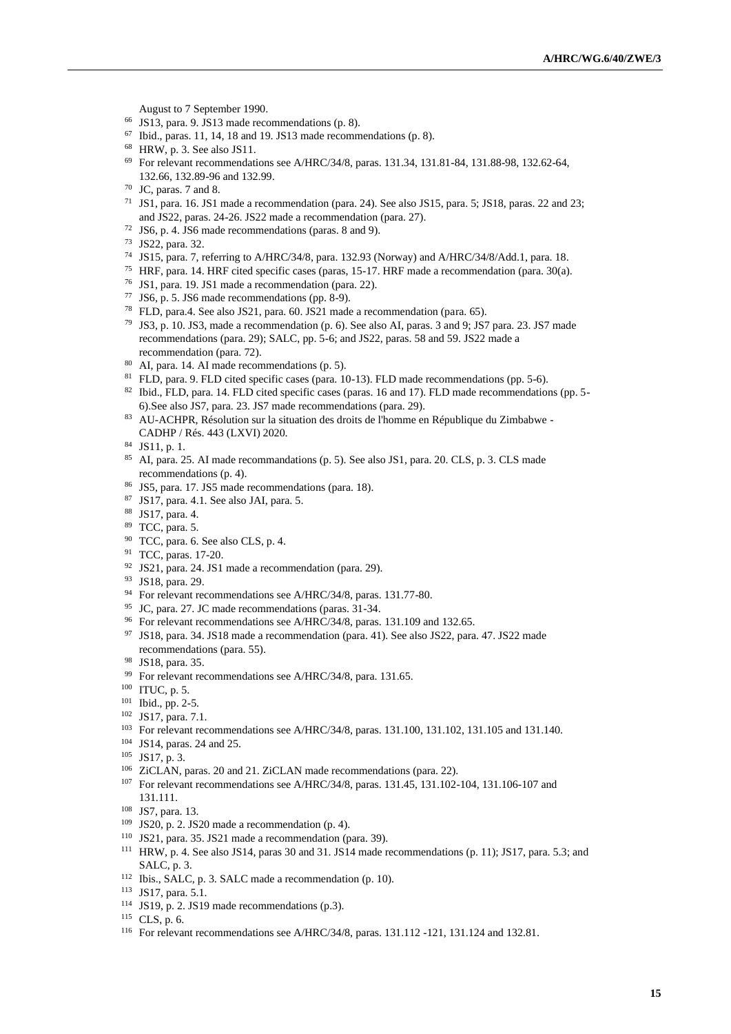August to 7 September 1990.

[66] JS13, para. 9. JS13 made recommendations (p. 8).

[67] Ibid., paras. 11, 14, 18 and 19. JS13 made recommendations (p. 8).

[68] HRW, p. 3. See also JS11.

[69] For relevant recommendations see A/HRC/34/8, paras. 131.34, 131.81-84, 131.88-98, 132.62-64, 132.66, 132.89-96 and 132.99.

[70] JC, paras. 7 and 8.

[71] JS1, para. 16. JS1 made a recommendation (para. 24). See also JS15, para. 5; JS18, paras. 22 and 23; and JS22, paras. 24-26. JS22 made a recommendation (para. 27).

[72] JS6, p. 4. JS6 made recommendations (paras. 8 and 9).

[73] JS22, para. 32.

[74] JS15, para. 7, referring to A/HRC/34/8, para. 132.93 (Norway) and A/HRC/34/8/Add.1, para. 18.

[75] HRF, para. 14. HRF cited specific cases (paras, 15-17. HRF made a recommendation (para. 30(a).

[76] JS1, para. 19. JS1 made a recommendation (para. 22).

[77] JS6, p. 5. JS6 made recommendations (pp. 8-9).

[78] FLD, para.4. See also JS21, para. 60. JS21 made a recommendation (para. 65).

[79] JS3, p. 10. JS3, made a recommendation (p. 6). See also AI, paras. 3 and 9; JS7 para. 23. JS7 made recommendations (para. 29); SALC, pp. 5-6; and JS22, paras. 58 and 59. JS22 made a recommendation (para. 72).

[80] AI, para. 14. AI made recommendations (p. 5).

[81] FLD, para. 9. FLD cited specific cases (para. 10-13). FLD made recommendations (pp. 5-6).

[82] Ibid., FLD, para. 14. FLD cited specific cases (paras. 16 and 17). FLD made recommendations (pp. 5-6).See also JS7, para. 23. JS7 made recommendations (para. 29).

[83] AU-ACHPR, Résolution sur la situation des droits de l'homme en République du Zimbabwe - CADHP / Rés. 443 (LXVI) 2020.

[84] JS11, p. 1.

[85] AI, para. 25. AI made recommandations (p. 5). See also JS1, para. 20. CLS, p. 3. CLS made recommendations (p. 4).

[86] JS5, para. 17. JS5 made recommendations (para. 18).

[87] JS17, para. 4.1. See also JAI, para. 5.

[88] JS17, para. 4.

[89] TCC, para. 5.

[90] TCC, para. 6. See also CLS, p. 4.

[91] TCC, paras. 17-20.

[92] JS21, para. 24. JS1 made a recommendation (para. 29).

[93] JS18, para. 29.

[94] For relevant recommendations see A/HRC/34/8, paras. 131.77-80.

[95] JC, para. 27. JC made recommendations (paras. 31-34.

[96] For relevant recommendations see A/HRC/34/8, paras. 131.109 and 132.65.

[97] JS18, para. 34. JS18 made a recommendation (para. 41). See also JS22, para. 47. JS22 made recommendations (para. 55).

[98] JS18, para. 35.

[99] For relevant recommendations see A/HRC/34/8, para. 131.65.

[100] ITUC, p. 5.

[101] Ibid., pp. 2-5.

[102] JS17, para. 7.1.

[103] For relevant recommendations see A/HRC/34/8, paras. 131.100, 131.102, 131.105 and 131.140.

[104] JS14, paras. 24 and 25.

[105] JS17, p. 3.

[106] ZiCLAN, paras. 20 and 21. ZiCLAN made recommendations (para. 22).

[107] For relevant recommendations see A/HRC/34/8, paras. 131.45, 131.102-104, 131.106-107 and 131.111.

[108] JS7, para. 13.

[109] JS20, p. 2. JS20 made a recommendation (p. 4).

[110] JS21, para. 35. JS21 made a recommendation (para. 39).

[111] HRW, p. 4. See also JS14, paras 30 and 31. JS14 made recommendations (p. 11); JS17, para. 5.3; and SALC, p. 3.

[112] Ibis., SALC, p. 3. SALC made a recommendation (p. 10).

[113] JS17, para. 5.1.

[114] JS19, p. 2. JS19 made recommendations (p.3).

[115] CLS, p. 6.

[116] For relevant recommendations see A/HRC/34/8, paras. 131.112 -121, 131.124 and 132.81.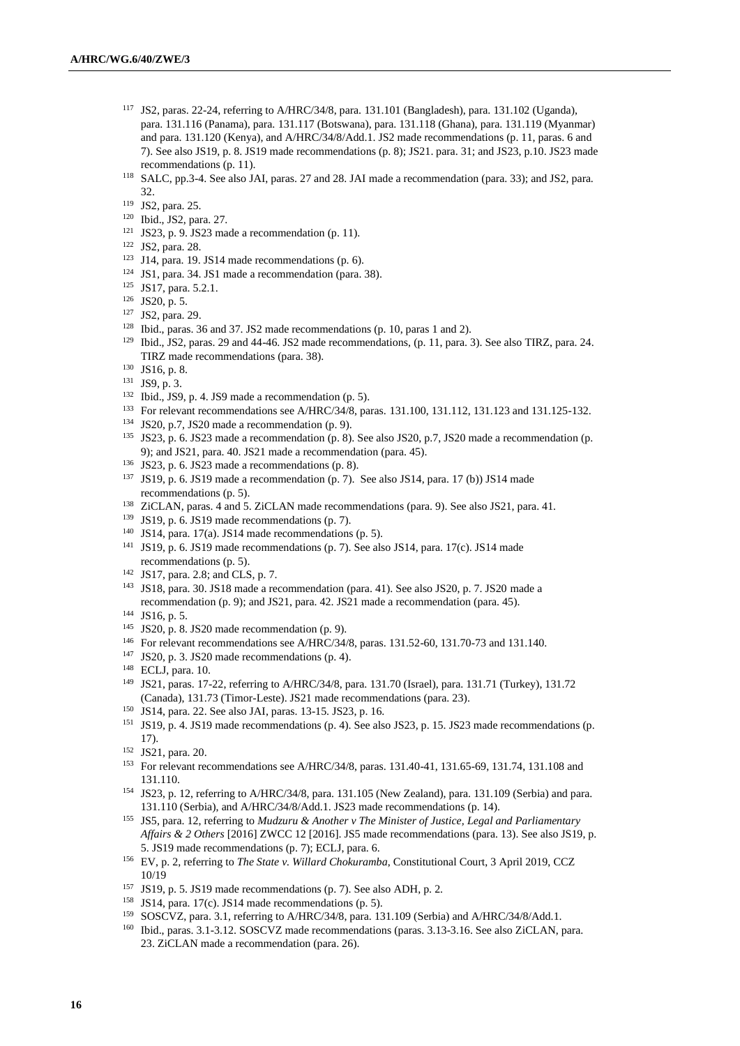[117] JS2, paras. 22-24, referring to A/HRC/34/8, para. 131.101 (Bangladesh), para. 131.102 (Uganda), para. 131.116 (Panama), para. 131.117 (Botswana), para. 131.118 (Ghana), para. 131.119 (Myanmar) and para. 131.120 (Kenya), and A/HRC/34/8/Add.1. JS2 made recommendations (p. 11, paras. 6 and 7). See also JS19, p. 8. JS19 made recommendations (p. 8); JS21. para. 31; and JS23, p.10. JS23 made recommendations (p. 11).

[118] SALC, pp.3-4. See also JAI, paras. 27 and 28. JAI made a recommendation (para. 33); and JS2, para. 32.

[119] JS2, para. 25.

[120] Ibid., JS2, para. 27.

[121] JS23, p. 9. JS23 made a recommendation (p. 11).

[122] JS2, para. 28.

[123] J14, para. 19. JS14 made recommendations (p. 6).

[124] JS1, para. 34. JS1 made a recommendation (para. 38).

[125] JS17, para. 5.2.1.

[126] JS20, p. 5.

[127] JS2, para. 29.

[128] Ibid., paras. 36 and 37. JS2 made recommendations (p. 10, paras 1 and 2).

[129] Ibid., JS2, paras. 29 and 44-46. JS2 made recommendations, (p. 11, para. 3). See also TIRZ, para. 24. TIRZ made recommendations (para. 38).

[130] JS16, p. 8.

[131] JS9, p. 3.

[132] Ibid., JS9, p. 4. JS9 made a recommendation (p. 5).

[133] For relevant recommendations see A/HRC/34/8, paras. 131.100, 131.112, 131.123 and 131.125-132.

[134] JS20, p.7, JS20 made a recommendation (p. 9).

[135] JS23, p. 6. JS23 made a recommendation (p. 8). See also JS20, p.7, JS20 made a recommendation (p. 9); and JS21, para. 40. JS21 made a recommendation (para. 45).

[136] JS23, p. 6. JS23 made a recommendations (p. 8).

[137] JS19, p. 6. JS19 made a recommendation (p. 7). See also JS14, para. 17 (b)) JS14 made recommendations (p. 5).

[138] ZiCLAN, paras. 4 and 5. ZiCLAN made recommendations (para. 9). See also JS21, para. 41.

[139] JS19, p. 6. JS19 made recommendations (p. 7).

[140] JS14, para. 17(a). JS14 made recommendations (p. 5).

[141] JS19, p. 6. JS19 made recommendations (p. 7). See also JS14, para. 17(c). JS14 made recommendations (p. 5).

[142] JS17, para. 2.8; and CLS, p. 7.

[143] JS18, para. 30. JS18 made a recommendation (para. 41). See also JS20, p. 7. JS20 made a recommendation (p. 9); and JS21, para. 42. JS21 made a recommendation (para. 45).

[144] JS16, p. 5.

[145] JS20, p. 8. JS20 made recommendation (p. 9).

[146] For relevant recommendations see A/HRC/34/8, paras. 131.52-60, 131.70-73 and 131.140.

[147] JS20, p. 3. JS20 made recommendations (p. 4).

[148] ECLJ, para. 10.

[149] JS21, paras. 17-22, referring to A/HRC/34/8, para. 131.70 (Israel), para. 131.71 (Turkey), 131.72 (Canada), 131.73 (Timor-Leste). JS21 made recommendations (para. 23).

[150] JS14, para. 22. See also JAI, paras. 13-15. JS23, p. 16.

[151] JS19, p. 4. JS19 made recommendations (p. 4). See also JS23, p. 15. JS23 made recommendations (p. 17).

[152] JS21, para. 20.

[153] For relevant recommendations see A/HRC/34/8, paras. 131.40-41, 131.65-69, 131.74, 131.108 and 131.110.

[154] JS23, p. 12, referring to A/HRC/34/8, para. 131.105 (New Zealand), para. 131.109 (Serbia) and para. 131.110 (Serbia), and A/HRC/34/8/Add.1. JS23 made recommendations (p. 14).

[155] JS5, para. 12, referring to *Mudzuru & Another v The Minister of Justice, Legal and Parliamentary Affairs & 2 Others* [2016] ZWCC 12 [2016]. JS5 made recommendations (para. 13). See also JS19, p. 5. JS19 made recommendations (p. 7); ECLJ, para. 6.

[156] EV, p. 2, referring to *The State v. Willard Chokuramba*, Constitutional Court, 3 April 2019, CCZ 10/19

[157] JS19, p. 5. JS19 made recommendations (p. 7). See also ADH, p. 2.

[158] JS14, para. 17(c). JS14 made recommendations (p. 5).

[159] SOSCVZ, para. 3.1, referring to A/HRC/34/8, para. 131.109 (Serbia) and A/HRC/34/8/Add.1.

[160] Ibid., paras. 3.1-3.12. SOSCVZ made recommendations (paras. 3.13-3.16. See also ZiCLAN, para. 23. ZiCLAN made a recommendation (para. 26).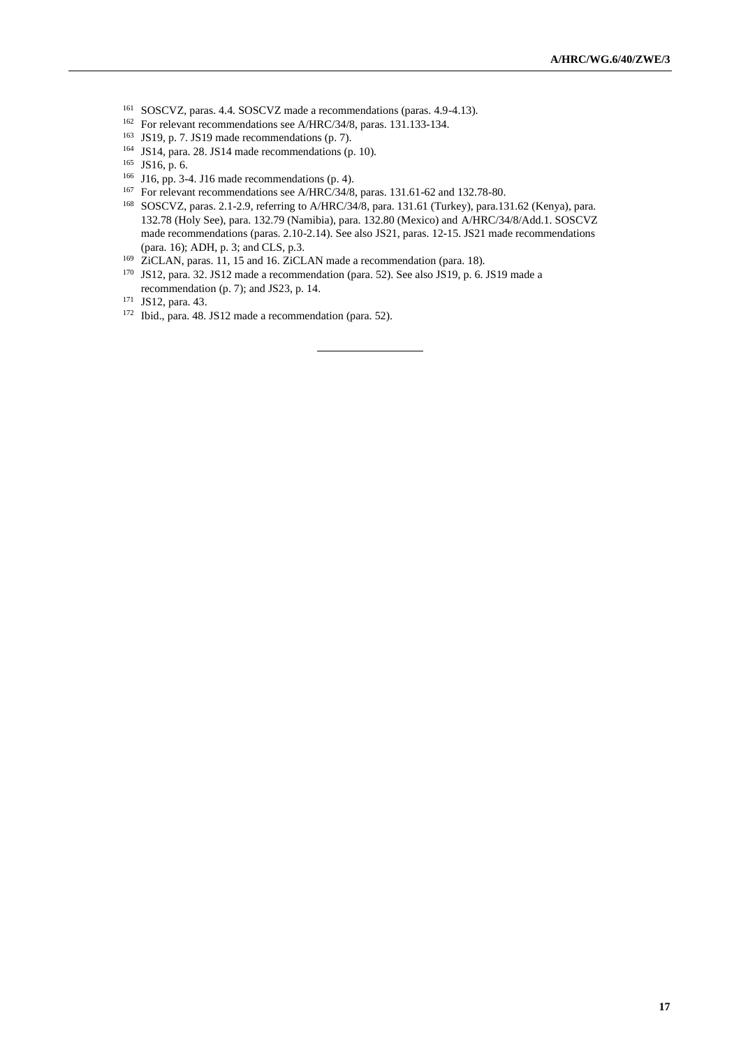[161] SOSCVZ, paras. 4.4. SOSCVZ made a recommendations (paras. 4.9-4.13).

[162] For relevant recommendations see A/HRC/34/8, paras. 131.133-134.

[163] JS19, p. 7. JS19 made recommendations (p. 7).

[164] JS14, para. 28. JS14 made recommendations (p. 10).

[165] JS16, p. 6.

[166] J16, pp. 3-4. J16 made recommendations (p. 4).

[167] For relevant recommendations see A/HRC/34/8, paras. 131.61-62 and 132.78-80.

[168] SOSCVZ, paras. 2.1-2.9, referring to A/HRC/34/8, para. 131.61 (Turkey), para.131.62 (Kenya), para. 132.78 (Holy See), para. 132.79 (Namibia), para. 132.80 (Mexico) and A/HRC/34/8/Add.1. SOSCVZ made recommendations (paras. 2.10-2.14). See also JS21, paras. 12-15. JS21 made recommendations (para. 16); ADH, p. 3; and CLS, p.3.

[169] ZiCLAN, paras. 11, 15 and 16. ZiCLAN made a recommendation (para. 18).

[170] JS12, para. 32. JS12 made a recommendation (para. 52). See also JS19, p. 6. JS19 made a recommendation (p. 7); and JS23, p. 14.

[171] JS12, para. 43.

[172] Ibid., para. 48. JS12 made a recommendation (para. 52).